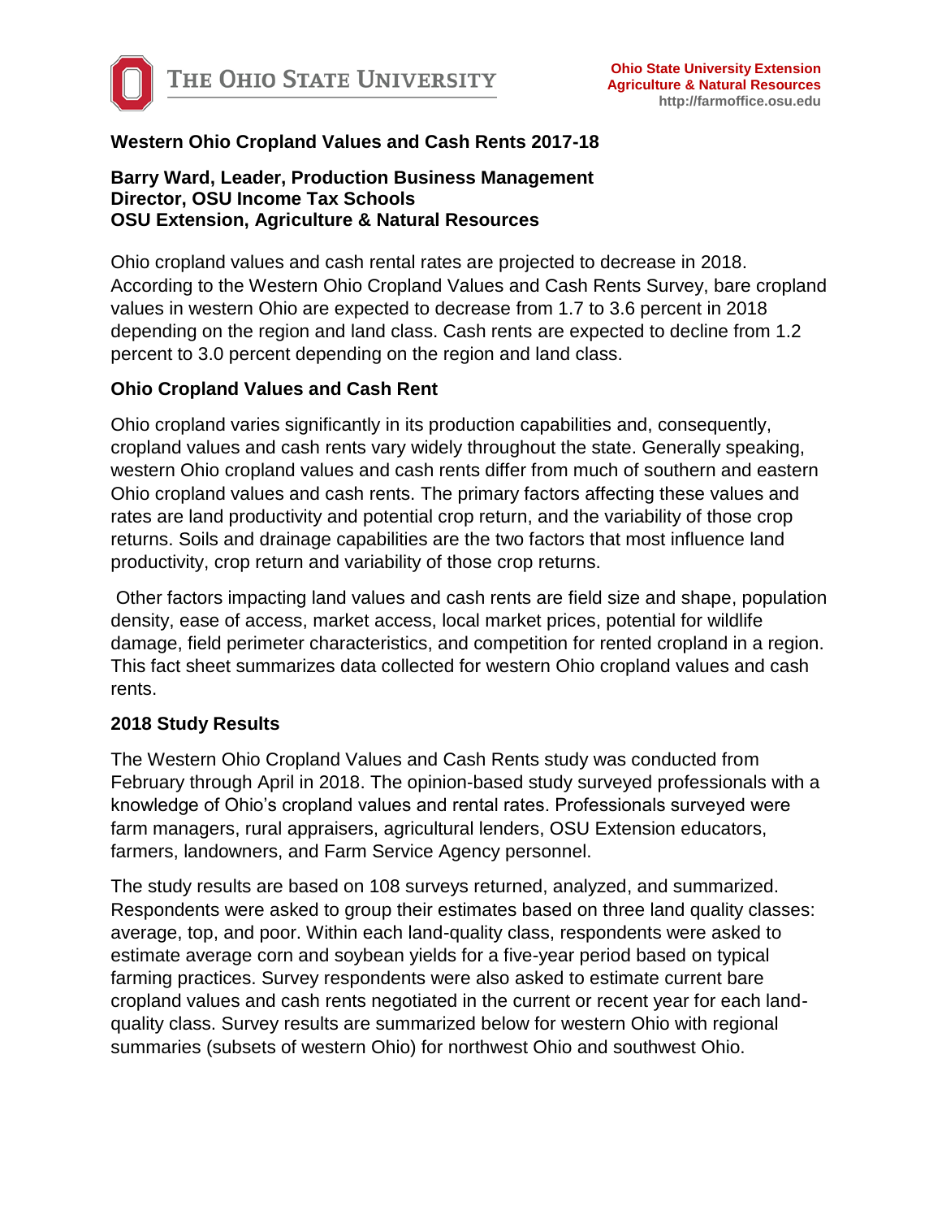**Ohio State University Extension**
**Agriculture & Natural Resources**
**http://farmoffice.osu.edu**

# Western Ohio Cropland Values and Cash Rents 2017-18

**Barry Ward, Leader, Production Business Management**
**Director, OSU Income Tax Schools**
**OSU Extension, Agriculture & Natural Resources**

Ohio cropland values and cash rental rates are projected to decrease in 2018. According to the Western Ohio Cropland Values and Cash Rents Survey, bare cropland values in western Ohio are expected to decrease from 1.7 to 3.6 percent in 2018 depending on the region and land class. Cash rents are expected to decline from 1.2 percent to 3.0 percent depending on the region and land class.

## Ohio Cropland Values and Cash Rent

Ohio cropland varies significantly in its production capabilities and, consequently, cropland values and cash rents vary widely throughout the state. Generally speaking, western Ohio cropland values and cash rents differ from much of southern and eastern Ohio cropland values and cash rents. The primary factors affecting these values and rates are land productivity and potential crop return, and the variability of those crop returns. Soils and drainage capabilities are the two factors that most influence land productivity, crop return and variability of those crop returns.

Other factors impacting land values and cash rents are field size and shape, population density, ease of access, market access, local market prices, potential for wildlife damage, field perimeter characteristics, and competition for rented cropland in a region. This fact sheet summarizes data collected for western Ohio cropland values and cash rents.

## 2018 Study Results

The Western Ohio Cropland Values and Cash Rents study was conducted from February through April in 2018. The opinion-based study surveyed professionals with a knowledge of Ohio's cropland values and rental rates. Professionals surveyed were farm managers, rural appraisers, agricultural lenders, OSU Extension educators, farmers, landowners, and Farm Service Agency personnel.

The study results are based on 108 surveys returned, analyzed, and summarized. Respondents were asked to group their estimates based on three land quality classes: average, top, and poor. Within each land-quality class, respondents were asked to estimate average corn and soybean yields for a five-year period based on typical farming practices. Survey respondents were also asked to estimate current bare cropland values and cash rents negotiated in the current or recent year for each land-quality class. Survey results are summarized below for western Ohio with regional summaries (subsets of western Ohio) for northwest Ohio and southwest Ohio.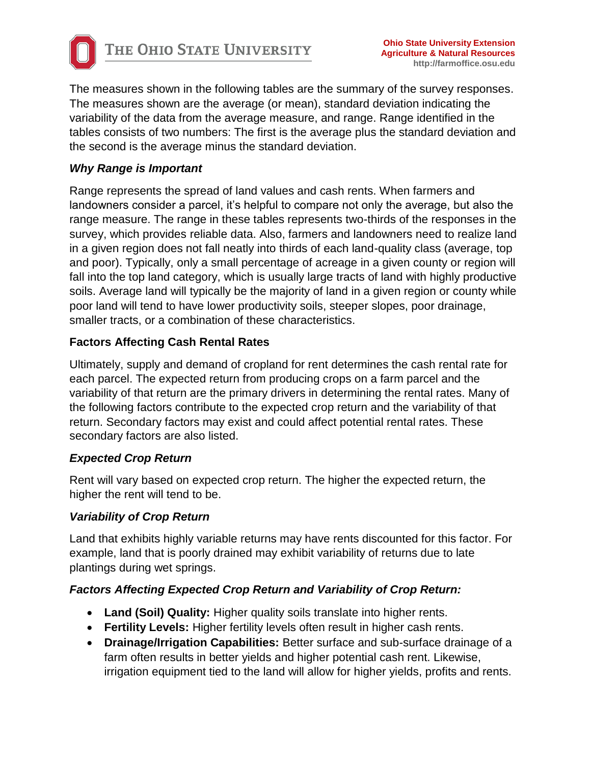The measures shown in the following tables are the summary of the survey responses. The measures shown are the average (or mean), standard deviation indicating the variability of the data from the average measure, and range. Range identified in the tables consists of two numbers: The first is the average plus the standard deviation and the second is the average minus the standard deviation.

### *Why Range is Important*

Range represents the spread of land values and cash rents. When farmers and landowners consider a parcel, it's helpful to compare not only the average, but also the range measure. The range in these tables represents two-thirds of the responses in the survey, which provides reliable data. Also, farmers and landowners need to realize land in a given region does not fall neatly into thirds of each land-quality class (average, top and poor). Typically, only a small percentage of acreage in a given county or region will fall into the top land category, which is usually large tracts of land with highly productive soils. Average land will typically be the majority of land in a given region or county while poor land will tend to have lower productivity soils, steeper slopes, poor drainage, smaller tracts, or a combination of these characteristics.

## Factors Affecting Cash Rental Rates

Ultimately, supply and demand of cropland for rent determines the cash rental rate for each parcel. The expected return from producing crops on a farm parcel and the variability of that return are the primary drivers in determining the rental rates. Many of the following factors contribute to the expected crop return and the variability of that return. Secondary factors may exist and could affect potential rental rates. These secondary factors are also listed.

### *Expected Crop Return*

Rent will vary based on expected crop return. The higher the expected return, the higher the rent will tend to be.

### *Variability of Crop Return*

Land that exhibits highly variable returns may have rents discounted for this factor. For example, land that is poorly drained may exhibit variability of returns due to late plantings during wet springs.

### *Factors Affecting Expected Crop Return and Variability of Crop Return:*

- **Land (Soil) Quality:** Higher quality soils translate into higher rents.
- **Fertility Levels:** Higher fertility levels often result in higher cash rents.
- **Drainage/Irrigation Capabilities:** Better surface and sub-surface drainage of a farm often results in better yields and higher potential cash rent. Likewise, irrigation equipment tied to the land will allow for higher yields, profits and rents.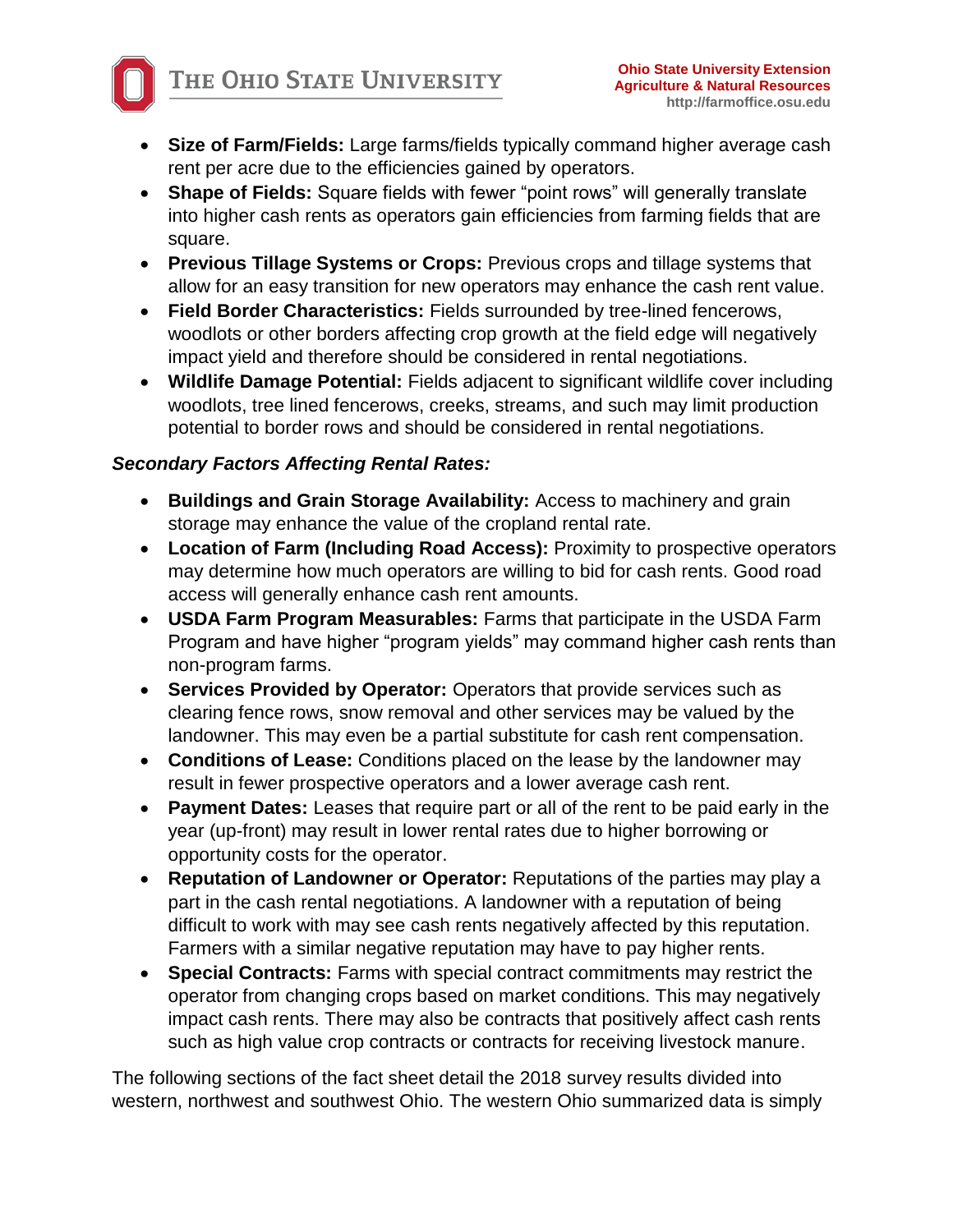- **Size of Farm/Fields:** Large farms/fields typically command higher average cash rent per acre due to the efficiencies gained by operators.
- **Shape of Fields:** Square fields with fewer "point rows" will generally translate into higher cash rents as operators gain efficiencies from farming fields that are square.
- **Previous Tillage Systems or Crops:** Previous crops and tillage systems that allow for an easy transition for new operators may enhance the cash rent value.
- **Field Border Characteristics:** Fields surrounded by tree-lined fencerows, woodlots or other borders affecting crop growth at the field edge will negatively impact yield and therefore should be considered in rental negotiations.
- **Wildlife Damage Potential:** Fields adjacent to significant wildlife cover including woodlots, tree lined fencerows, creeks, streams, and such may limit production potential to border rows and should be considered in rental negotiations.

***Secondary Factors Affecting Rental Rates:***

- **Buildings and Grain Storage Availability:** Access to machinery and grain storage may enhance the value of the cropland rental rate.
- **Location of Farm (Including Road Access):** Proximity to prospective operators may determine how much operators are willing to bid for cash rents. Good road access will generally enhance cash rent amounts.
- **USDA Farm Program Measurables:** Farms that participate in the USDA Farm Program and have higher "program yields" may command higher cash rents than non-program farms.
- **Services Provided by Operator:** Operators that provide services such as clearing fence rows, snow removal and other services may be valued by the landowner. This may even be a partial substitute for cash rent compensation.
- **Conditions of Lease:** Conditions placed on the lease by the landowner may result in fewer prospective operators and a lower average cash rent.
- **Payment Dates:** Leases that require part or all of the rent to be paid early in the year (up-front) may result in lower rental rates due to higher borrowing or opportunity costs for the operator.
- **Reputation of Landowner or Operator:** Reputations of the parties may play a part in the cash rental negotiations. A landowner with a reputation of being difficult to work with may see cash rents negatively affected by this reputation. Farmers with a similar negative reputation may have to pay higher rents.
- **Special Contracts:** Farms with special contract commitments may restrict the operator from changing crops based on market conditions. This may negatively impact cash rents. There may also be contracts that positively affect cash rents such as high value crop contracts or contracts for receiving livestock manure.

The following sections of the fact sheet detail the 2018 survey results divided into western, northwest and southwest Ohio. The western Ohio summarized data is simply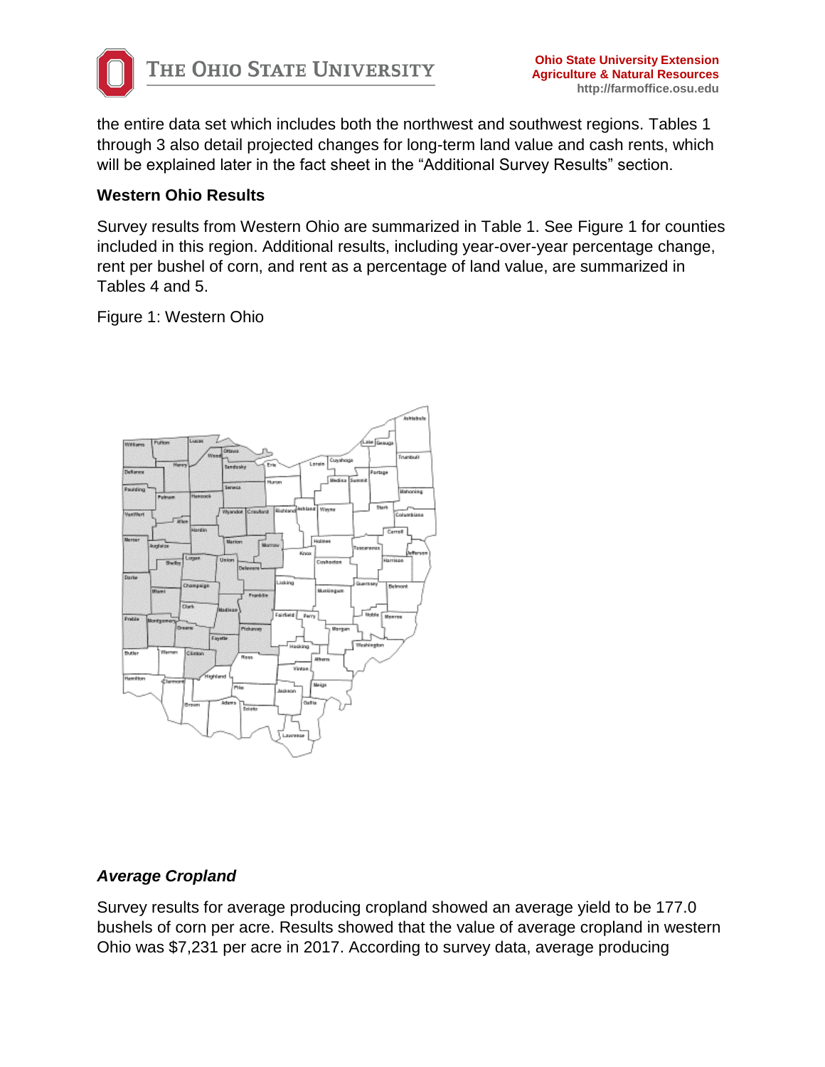the entire data set which includes both the northwest and southwest regions. Tables 1 through 3 also detail projected changes for long-term land value and cash rents, which will be explained later in the fact sheet in the “Additional Survey Results” section.

**Western Ohio Results**

Survey results from Western Ohio are summarized in Table 1. See Figure 1 for counties included in this region. Additional results, including year-over-year percentage change, rent per bushel of corn, and rent as a percentage of land value, are summarized in Tables 4 and 5.

Figure 1: Western Ohio

***Average Cropland***

Survey results for average producing cropland showed an average yield to be 177.0 bushels of corn per acre. Results showed that the value of average cropland in western Ohio was $7,231 per acre in 2017. According to survey data, average producing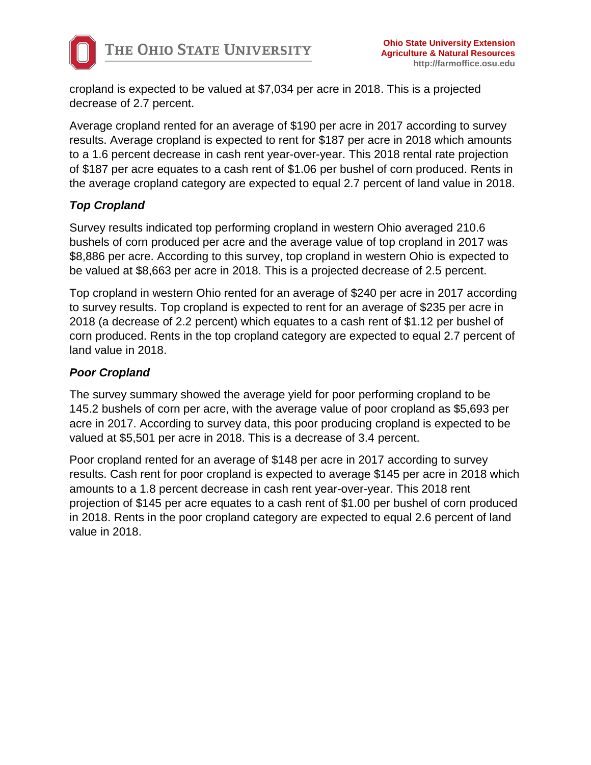cropland is expected to be valued at $7,034 per acre in 2018. This is a projected decrease of 2.7 percent.

Average cropland rented for an average of $190 per acre in 2017 according to survey results. Average cropland is expected to rent for $187 per acre in 2018 which amounts to a 1.6 percent decrease in cash rent year-over-year. This 2018 rental rate projection of $187 per acre equates to a cash rent of $1.06 per bushel of corn produced. Rents in the average cropland category are expected to equal 2.7 percent of land value in 2018.

### *Top Cropland*

Survey results indicated top performing cropland in western Ohio averaged 210.6 bushels of corn produced per acre and the average value of top cropland in 2017 was $8,886 per acre. According to this survey, top cropland in western Ohio is expected to be valued at $8,663 per acre in 2018. This is a projected decrease of 2.5 percent.

Top cropland in western Ohio rented for an average of $240 per acre in 2017 according to survey results. Top cropland is expected to rent for an average of $235 per acre in 2018 (a decrease of 2.2 percent) which equates to a cash rent of $1.12 per bushel of corn produced. Rents in the top cropland category are expected to equal 2.7 percent of land value in 2018.

### *Poor Cropland*

The survey summary showed the average yield for poor performing cropland to be 145.2 bushels of corn per acre, with the average value of poor cropland as $5,693 per acre in 2017. According to survey data, this poor producing cropland is expected to be valued at $5,501 per acre in 2018. This is a decrease of 3.4 percent.

Poor cropland rented for an average of $148 per acre in 2017 according to survey results. Cash rent for poor cropland is expected to average $145 per acre in 2018 which amounts to a 1.8 percent decrease in cash rent year-over-year. This 2018 rent projection of $145 per acre equates to a cash rent of $1.00 per bushel of corn produced in 2018. Rents in the poor cropland category are expected to equal 2.6 percent of land value in 2018.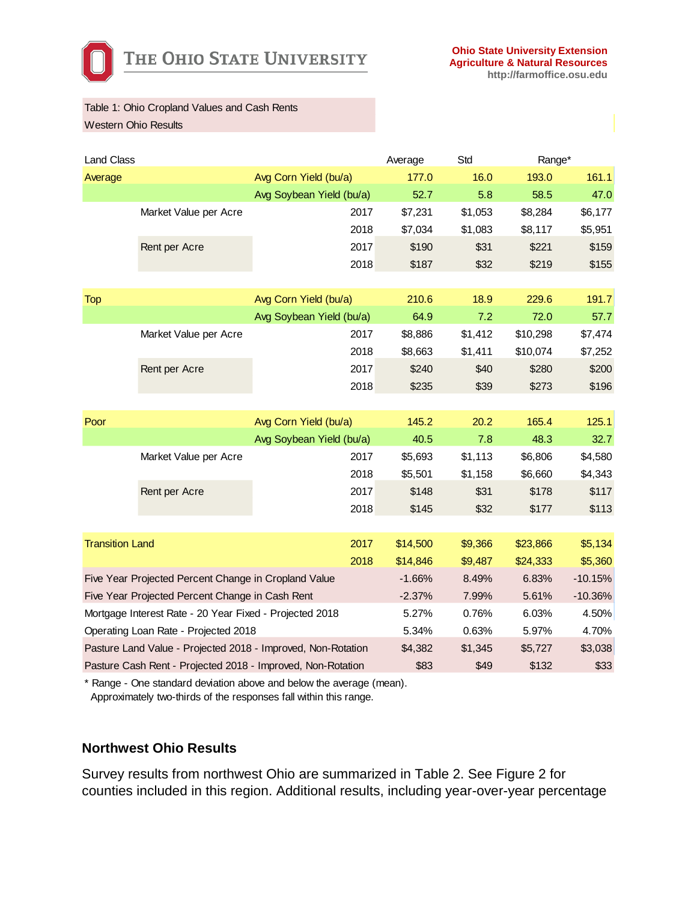Table 1: Ohio Cropland Values and Cash Rents
Western Ohio Results

| Land Class | | | Average | Std | Range* | |
|---|---|---|---|---|---|---|
| Average | | Avg Corn Yield (bu/a) | 177.0 | 16.0 | 193.0 | 161.1 |
| | | Avg Soybean Yield (bu/a) | 52.7 | 5.8 | 58.5 | 47.0 |
| | Market Value per Acre | 2017 | $7,231 | $1,053 | $8,284 | $6,177 |
| | | 2018 | $7,034 | $1,083 | $8,117 | $5,951 |
| | Rent per Acre | 2017 | $190 | $31 | $221 | $159 |
| | | 2018 | $187 | $32 | $219 | $155 |
| Top | | Avg Corn Yield (bu/a) | 210.6 | 18.9 | 229.6 | 191.7 |
| | | Avg Soybean Yield (bu/a) | 64.9 | 7.2 | 72.0 | 57.7 |
| | Market Value per Acre | 2017 | $8,886 | $1,412 | $10,298 | $7,474 |
| | | 2018 | $8,663 | $1,411 | $10,074 | $7,252 |
| | Rent per Acre | 2017 | $240 | $40 | $280 | $200 |
| | | 2018 | $235 | $39 | $273 | $196 |
| Poor | | Avg Corn Yield (bu/a) | 145.2 | 20.2 | 165.4 | 125.1 |
| | | Avg Soybean Yield (bu/a) | 40.5 | 7.8 | 48.3 | 32.7 |
| | Market Value per Acre | 2017 | $5,693 | $1,113 | $6,806 | $4,580 |
| | | 2018 | $5,501 | $1,158 | $6,660 | $4,343 |
| | Rent per Acre | 2017 | $148 | $31 | $178 | $117 |
| | | 2018 | $145 | $32 | $177 | $113 |
| Transition Land | | 2017 | $14,500 | $9,366 | $23,866 | $5,134 |
| | | 2018 | $14,846 | $9,487 | $24,333 | $5,360 |
| Five Year Projected Percent Change in Cropland Value | | | -1.66% | 8.49% | 6.83% | -10.15% |
| Five Year Projected Percent Change in Cash Rent | | | -2.37% | 7.99% | 5.61% | -10.36% |
| Mortgage Interest Rate - 20 Year Fixed - Projected 2018 | | | 5.27% | 0.76% | 6.03% | 4.50% |
| Operating Loan Rate - Projected 2018 | | | 5.34% | 0.63% | 5.97% | 4.70% |
| Pasture Land Value - Projected 2018 - Improved, Non-Rotation | | | $4,382 | $1,345 | $5,727 | $3,038 |
| Pasture Cash Rent - Projected 2018 - Improved, Non-Rotation | | | $83 | $49 | $132 | $33 |

* Range - One standard deviation above and below the average (mean).
Approximately two-thirds of the responses fall within this range.

## Northwest Ohio Results

Survey results from northwest Ohio are summarized in Table 2. See Figure 2 for counties included in this region. Additional results, including year-over-year percentage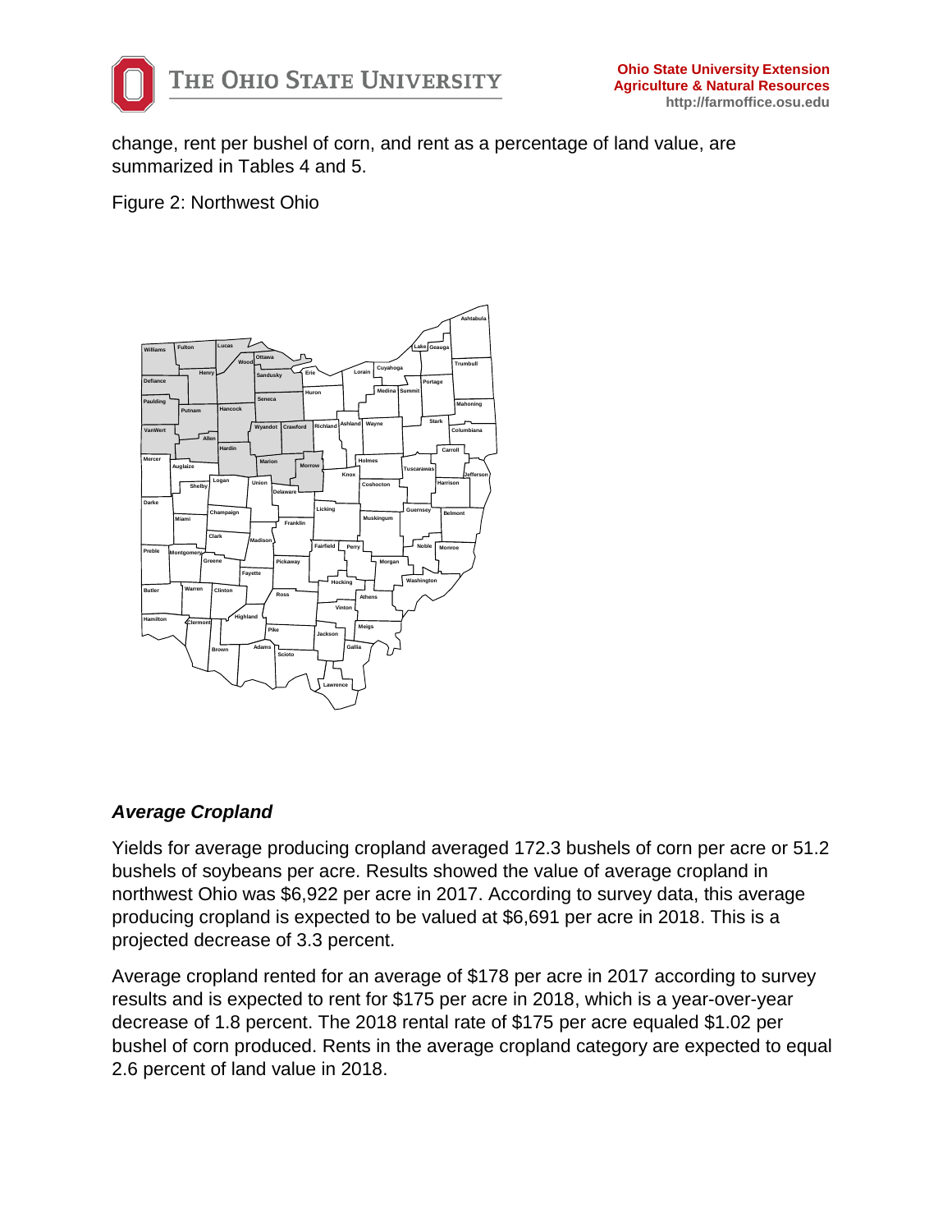change, rent per bushel of corn, and rent as a percentage of land value, are summarized in Tables 4 and 5.

Figure 2: Northwest Ohio

### *Average Cropland*

Yields for average producing cropland averaged 172.3 bushels of corn per acre or 51.2 bushels of soybeans per acre. Results showed the value of average cropland in northwest Ohio was $6,922 per acre in 2017. According to survey data, this average producing cropland is expected to be valued at $6,691 per acre in 2018. This is a projected decrease of 3.3 percent.

Average cropland rented for an average of $178 per acre in 2017 according to survey results and is expected to rent for $175 per acre in 2018, which is a year-over-year decrease of 1.8 percent. The 2018 rental rate of $175 per acre equaled $1.02 per bushel of corn produced. Rents in the average cropland category are expected to equal 2.6 percent of land value in 2018.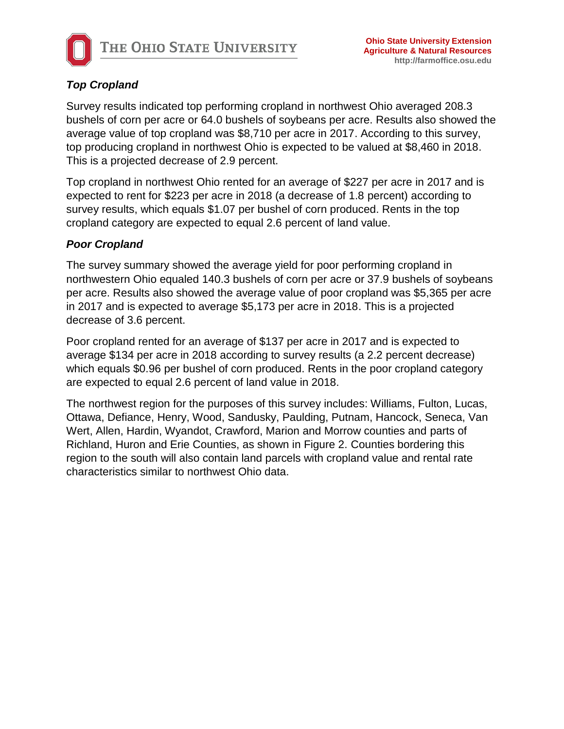### *Top Cropland*

Survey results indicated top performing cropland in northwest Ohio averaged 208.3 bushels of corn per acre or 64.0 bushels of soybeans per acre. Results also showed the average value of top cropland was $8,710 per acre in 2017. According to this survey, top producing cropland in northwest Ohio is expected to be valued at $8,460 in 2018. This is a projected decrease of 2.9 percent.

Top cropland in northwest Ohio rented for an average of $227 per acre in 2017 and is expected to rent for $223 per acre in 2018 (a decrease of 1.8 percent) according to survey results, which equals $1.07 per bushel of corn produced. Rents in the top cropland category are expected to equal 2.6 percent of land value.

### *Poor Cropland*

The survey summary showed the average yield for poor performing cropland in northwestern Ohio equaled 140.3 bushels of corn per acre or 37.9 bushels of soybeans per acre. Results also showed the average value of poor cropland was $5,365 per acre in 2017 and is expected to average $5,173 per acre in 2018. This is a projected decrease of 3.6 percent.

Poor cropland rented for an average of $137 per acre in 2017 and is expected to average $134 per acre in 2018 according to survey results (a 2.2 percent decrease) which equals $0.96 per bushel of corn produced. Rents in the poor cropland category are expected to equal 2.6 percent of land value in 2018.

The northwest region for the purposes of this survey includes: Williams, Fulton, Lucas, Ottawa, Defiance, Henry, Wood, Sandusky, Paulding, Putnam, Hancock, Seneca, Van Wert, Allen, Hardin, Wyandot, Crawford, Marion and Morrow counties and parts of Richland, Huron and Erie Counties, as shown in Figure 2. Counties bordering this region to the south will also contain land parcels with cropland value and rental rate characteristics similar to northwest Ohio data.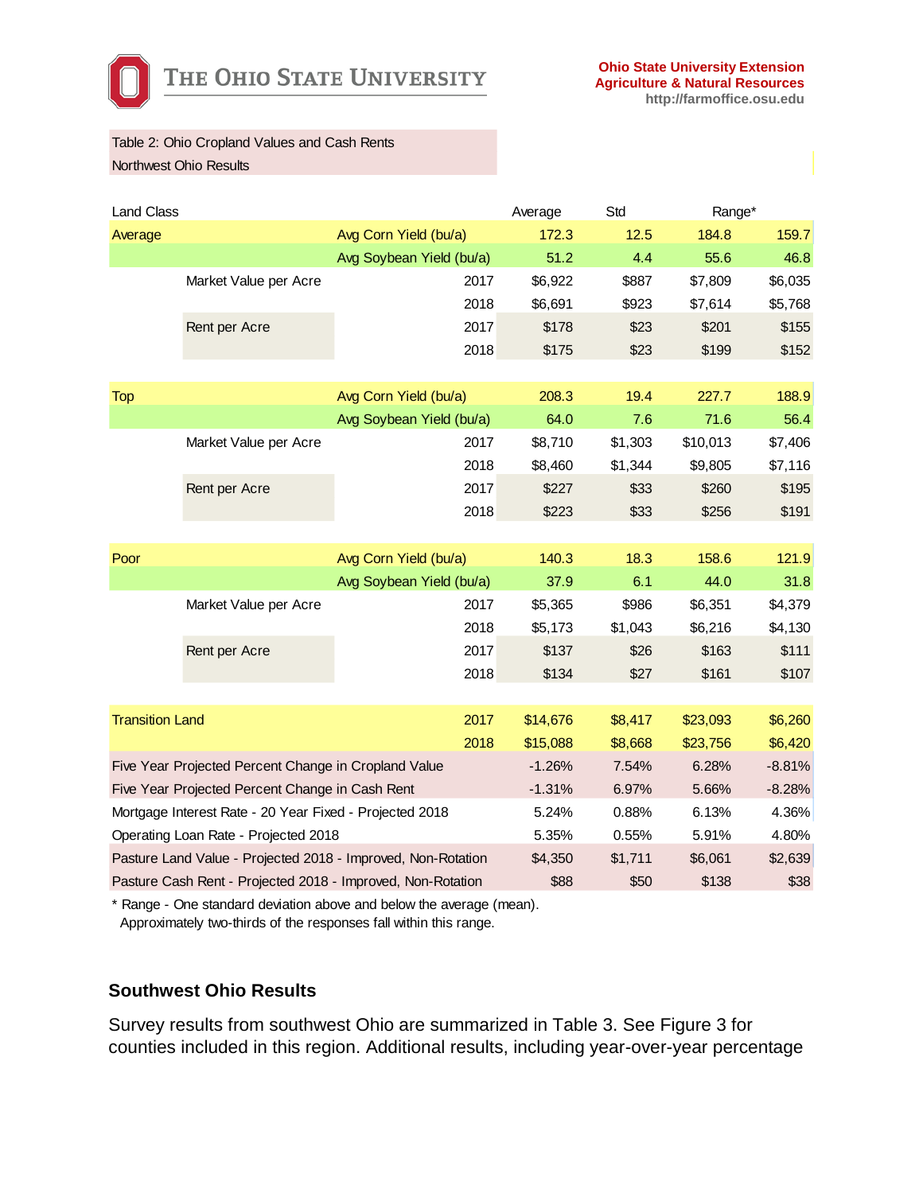Table 2: Ohio Cropland Values and Cash Rents
Northwest Ohio Results

| Land Class | | | Average | Std | Range* | |
|---|---|---|---|---|---|---|
| Average | | Avg Corn Yield (bu/a) | 172.3 | 12.5 | 184.8 | 159.7 |
| | | Avg Soybean Yield (bu/a) | 51.2 | 4.4 | 55.6 | 46.8 |
| | Market Value per Acre | 2017 | $6,922 | $887 | $7,809 | $6,035 |
| | | 2018 | $6,691 | $923 | $7,614 | $5,768 |
| | Rent per Acre | 2017 | $178 | $23 | $201 | $155 |
| | | 2018 | $175 | $23 | $199 | $152 |
| Top | | Avg Corn Yield (bu/a) | 208.3 | 19.4 | 227.7 | 188.9 |
| | | Avg Soybean Yield (bu/a) | 64.0 | 7.6 | 71.6 | 56.4 |
| | Market Value per Acre | 2017 | $8,710 | $1,303 | $10,013 | $7,406 |
| | | 2018 | $8,460 | $1,344 | $9,805 | $7,116 |
| | Rent per Acre | 2017 | $227 | $33 | $260 | $195 |
| | | 2018 | $223 | $33 | $256 | $191 |
| Poor | | Avg Corn Yield (bu/a) | 140.3 | 18.3 | 158.6 | 121.9 |
| | | Avg Soybean Yield (bu/a) | 37.9 | 6.1 | 44.0 | 31.8 |
| | Market Value per Acre | 2017 | $5,365 | $986 | $6,351 | $4,379 |
| | | 2018 | $5,173 | $1,043 | $6,216 | $4,130 |
| | Rent per Acre | 2017 | $137 | $26 | $163 | $111 |
| | | 2018 | $134 | $27 | $161 | $107 |
| Transition Land | | 2017 | $14,676 | $8,417 | $23,093 | $6,260 |
| | | 2018 | $15,088 | $8,668 | $23,756 | $6,420 |
| Five Year Projected Percent Change in Cropland Value | | | -1.26% | 7.54% | 6.28% | -8.81% |
| Five Year Projected Percent Change in Cash Rent | | | -1.31% | 6.97% | 5.66% | -8.28% |
| Mortgage Interest Rate - 20 Year Fixed - Projected 2018 | | | 5.24% | 0.88% | 6.13% | 4.36% |
| Operating Loan Rate - Projected 2018 | | | 5.35% | 0.55% | 5.91% | 4.80% |
| Pasture Land Value - Projected 2018 - Improved, Non-Rotation | | | $4,350 | $1,711 | $6,061 | $2,639 |
| Pasture Cash Rent - Projected 2018 - Improved, Non-Rotation | | | $88 | $50 | $138 | $38 |

* Range - One standard deviation above and below the average (mean). Approximately two-thirds of the responses fall within this range.

## Southwest Ohio Results

Survey results from southwest Ohio are summarized in Table 3. See Figure 3 for counties included in this region. Additional results, including year-over-year percentage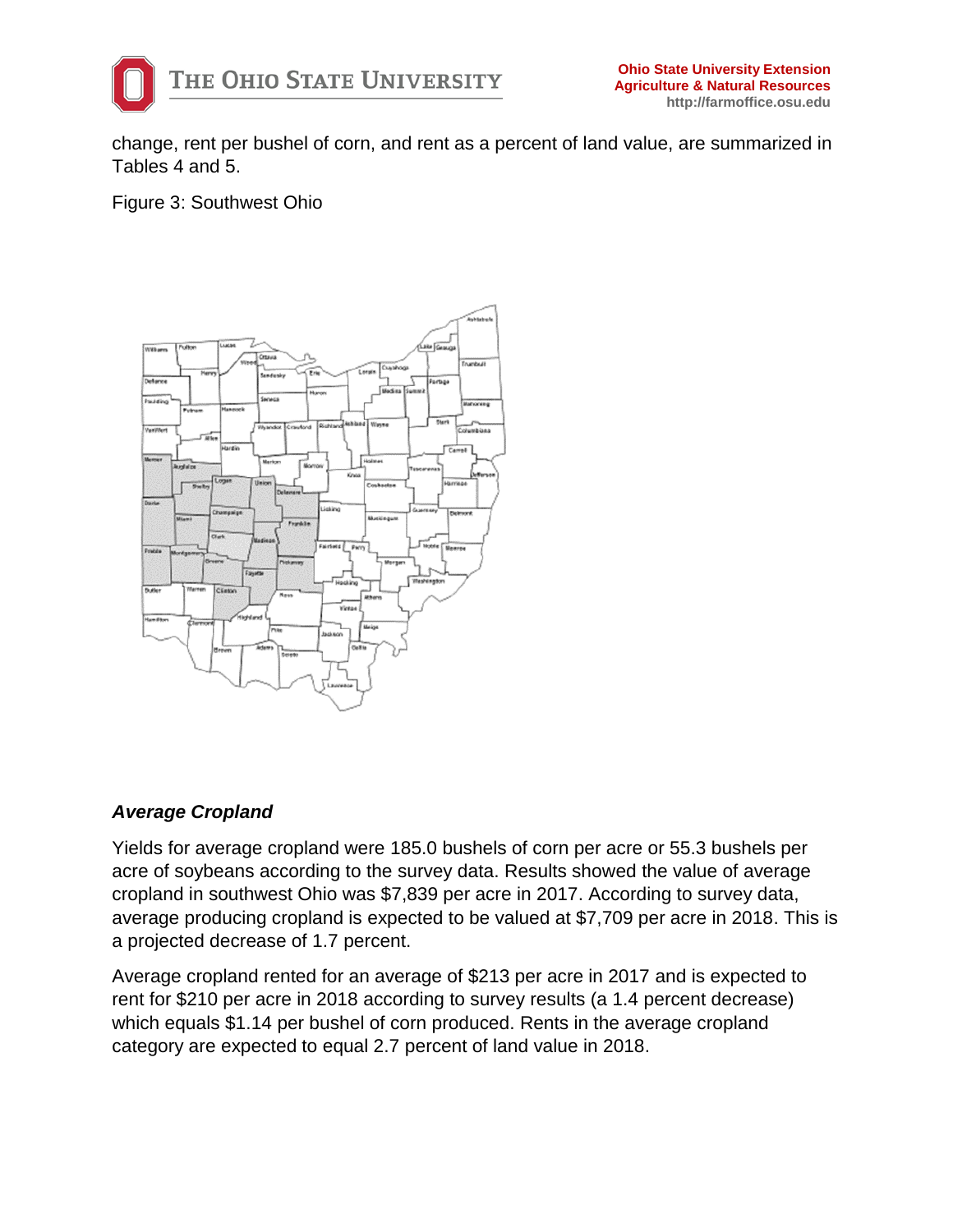change, rent per bushel of corn, and rent as a percent of land value, are summarized in Tables 4 and 5.

Figure 3: Southwest Ohio

### *Average Cropland*

Yields for average cropland were 185.0 bushels of corn per acre or 55.3 bushels per acre of soybeans according to the survey data. Results showed the value of average cropland in southwest Ohio was $7,839 per acre in 2017. According to survey data, average producing cropland is expected to be valued at $7,709 per acre in 2018. This is a projected decrease of 1.7 percent.

Average cropland rented for an average of $213 per acre in 2017 and is expected to rent for $210 per acre in 2018 according to survey results (a 1.4 percent decrease) which equals $1.14 per bushel of corn produced. Rents in the average cropland category are expected to equal 2.7 percent of land value in 2018.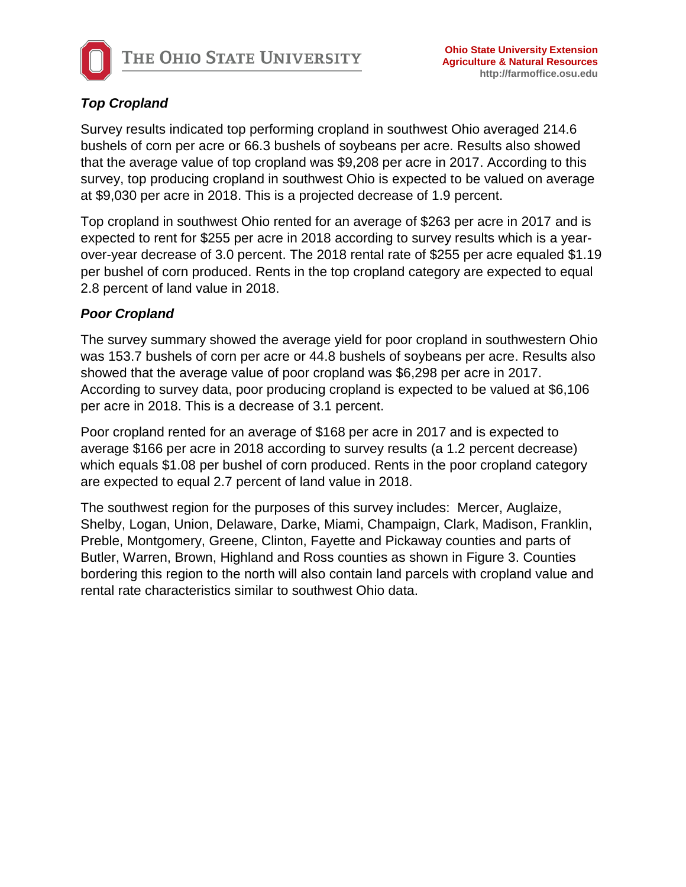### ***Top Cropland***

Survey results indicated top performing cropland in southwest Ohio averaged 214.6 bushels of corn per acre or 66.3 bushels of soybeans per acre. Results also showed that the average value of top cropland was $9,208 per acre in 2017. According to this survey, top producing cropland in southwest Ohio is expected to be valued on average at $9,030 per acre in 2018. This is a projected decrease of 1.9 percent.

Top cropland in southwest Ohio rented for an average of $263 per acre in 2017 and is expected to rent for $255 per acre in 2018 according to survey results which is a year-over-year decrease of 3.0 percent. The 2018 rental rate of $255 per acre equaled $1.19 per bushel of corn produced. Rents in the top cropland category are expected to equal 2.8 percent of land value in 2018.

### ***Poor Cropland***

The survey summary showed the average yield for poor cropland in southwestern Ohio was 153.7 bushels of corn per acre or 44.8 bushels of soybeans per acre. Results also showed that the average value of poor cropland was $6,298 per acre in 2017. According to survey data, poor producing cropland is expected to be valued at $6,106 per acre in 2018. This is a decrease of 3.1 percent.

Poor cropland rented for an average of $168 per acre in 2017 and is expected to average $166 per acre in 2018 according to survey results (a 1.2 percent decrease) which equals $1.08 per bushel of corn produced. Rents in the poor cropland category are expected to equal 2.7 percent of land value in 2018.

The southwest region for the purposes of this survey includes: Mercer, Auglaize, Shelby, Logan, Union, Delaware, Darke, Miami, Champaign, Clark, Madison, Franklin, Preble, Montgomery, Greene, Clinton, Fayette and Pickaway counties and parts of Butler, Warren, Brown, Highland and Ross counties as shown in Figure 3. Counties bordering this region to the north will also contain land parcels with cropland value and rental rate characteristics similar to southwest Ohio data.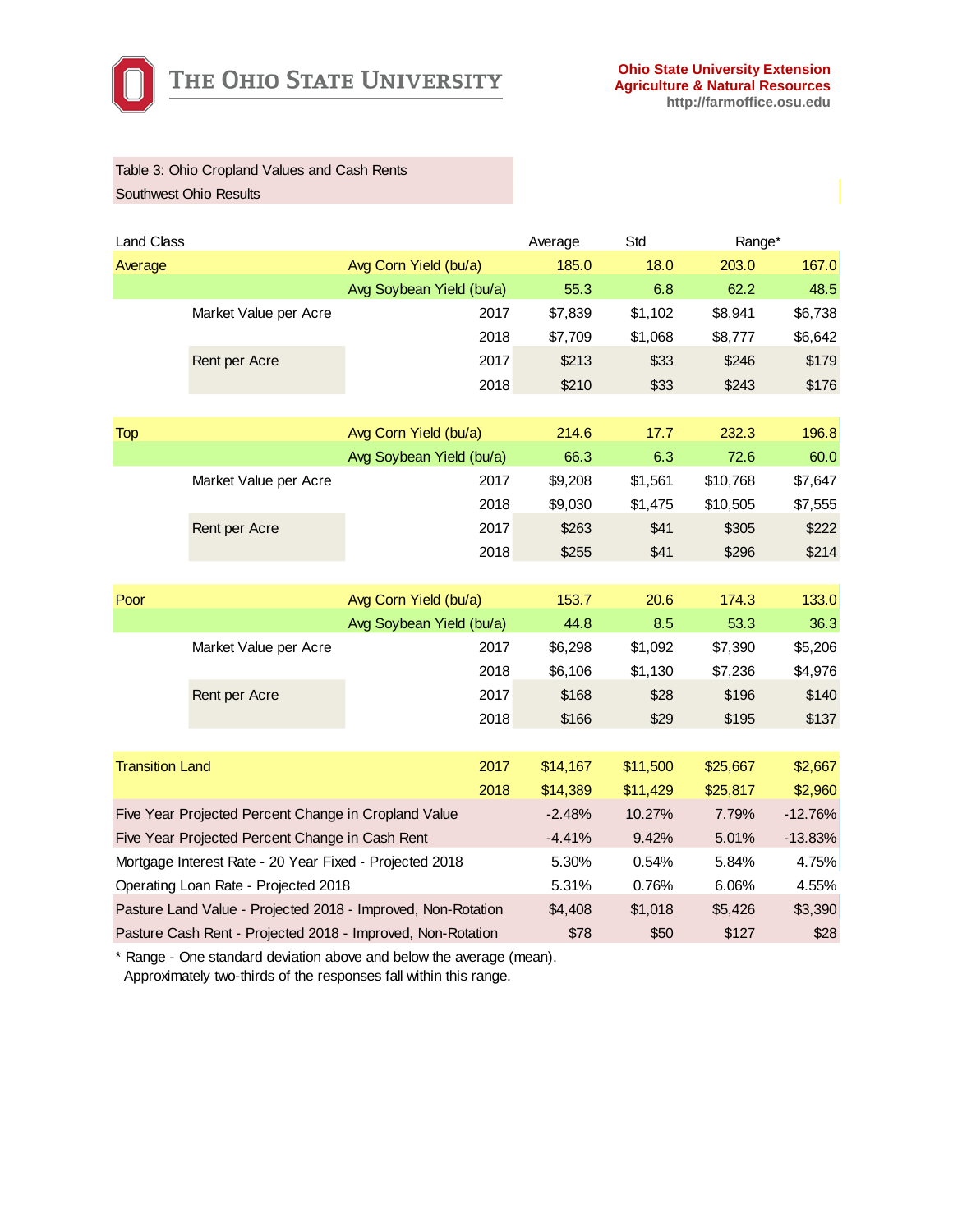Ohio State University Extension
Agriculture & Natural Resources
http://farmoffice.osu.edu

Table 3: Ohio Cropland Values and Cash Rents
Southwest Ohio Results

| Land Class | | | Average | Std | Range* | |
|---|---|---|---|---|---|---|
| Average | | Avg Corn Yield (bu/a) | 185.0 | 18.0 | 203.0 | 167.0 |
| | | Avg Soybean Yield (bu/a) | 55.3 | 6.8 | 62.2 | 48.5 |
| | Market Value per Acre | 2017 | $7,839 | $1,102 | $8,941 | $6,738 |
| | | 2018 | $7,709 | $1,068 | $8,777 | $6,642 |
| | Rent per Acre | 2017 | $213 | $33 | $246 | $179 |
| | | 2018 | $210 | $33 | $243 | $176 |
| Top | | Avg Corn Yield (bu/a) | 214.6 | 17.7 | 232.3 | 196.8 |
| | | Avg Soybean Yield (bu/a) | 66.3 | 6.3 | 72.6 | 60.0 |
| | Market Value per Acre | 2017 | $9,208 | $1,561 | $10,768 | $7,647 |
| | | 2018 | $9,030 | $1,475 | $10,505 | $7,555 |
| | Rent per Acre | 2017 | $263 | $41 | $305 | $222 |
| | | 2018 | $255 | $41 | $296 | $214 |
| Poor | | Avg Corn Yield (bu/a) | 153.7 | 20.6 | 174.3 | 133.0 |
| | | Avg Soybean Yield (bu/a) | 44.8 | 8.5 | 53.3 | 36.3 |
| | Market Value per Acre | 2017 | $6,298 | $1,092 | $7,390 | $5,206 |
| | | 2018 | $6,106 | $1,130 | $7,236 | $4,976 |
| | Rent per Acre | 2017 | $168 | $28 | $196 | $140 |
| | | 2018 | $166 | $29 | $195 | $137 |
| Transition Land | | 2017 | $14,167 | $11,500 | $25,667 | $2,667 |
| | | 2018 | $14,389 | $11,429 | $25,817 | $2,960 |
| Five Year Projected Percent Change in Cropland Value | | | -2.48% | 10.27% | 7.79% | -12.76% |
| Five Year Projected Percent Change in Cash Rent | | | -4.41% | 9.42% | 5.01% | -13.83% |
| Mortgage Interest Rate - 20 Year Fixed - Projected 2018 | | | 5.30% | 0.54% | 5.84% | 4.75% |
| Operating Loan Rate - Projected 2018 | | | 5.31% | 0.76% | 6.06% | 4.55% |
| Pasture Land Value - Projected 2018 - Improved, Non-Rotation | | | $4,408 | $1,018 | $5,426 | $3,390 |
| Pasture Cash Rent - Projected 2018 - Improved, Non-Rotation | | | $78 | $50 | $127 | $28 |

\* Range - One standard deviation above and below the average (mean).
Approximately two-thirds of the responses fall within this range.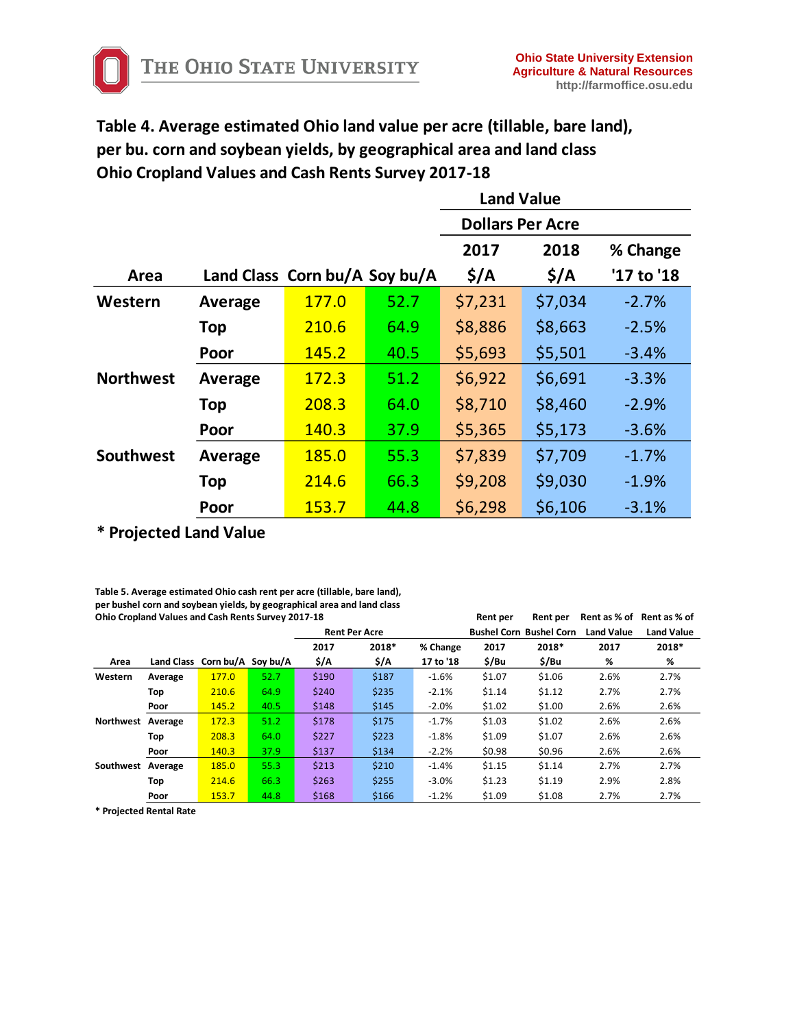The Ohio State University

**Ohio State University Extension**
**Agriculture & Natural Resources**
**http://farmoffice.osu.edu**

## Table 4. Average estimated Ohio land value per acre (tillable, bare land), per bu. corn and soybean yields, by geographical area and land class Ohio Cropland Values and Cash Rents Survey 2017-18

| | | | | Land Value | | |
|---|---|---|---|---|---|---|
| | | | | Dollars Per Acre | | |
| | | | | 2017 | 2018 | % Change |
| Area | Land Class | Corn bu/A | Soy bu/A | $/A | $/A | '17 to '18 |
| Western | Average | 177.0 | 52.7 | $7,231 | $7,034 | -2.7% |
| | Top | 210.6 | 64.9 | $8,886 | $8,663 | -2.5% |
| | Poor | 145.2 | 40.5 | $5,693 | $5,501 | -3.4% |
| Northwest | Average | 172.3 | 51.2 | $6,922 | $6,691 | -3.3% |
| | Top | 208.3 | 64.0 | $8,710 | $8,460 | -2.9% |
| | Poor | 140.3 | 37.9 | $5,365 | $5,173 | -3.6% |
| Southwest | Average | 185.0 | 55.3 | $7,839 | $7,709 | -1.7% |
| | Top | 214.6 | 66.3 | $9,208 | $9,030 | -1.9% |
| | Poor | 153.7 | 44.8 | $6,298 | $6,106 | -3.1% |

**\* Projected Land Value**

**Table 5. Average estimated Ohio cash rent per acre (tillable, bare land), per bushel corn and soybean yields, by geographical area and land class Ohio Cropland Values and Cash Rents Survey 2017-18**

| | | | | Rent Per Acre | | | Rent per Bushel Corn | Rent per Bushel Corn | Rent as % of Land Value | Rent as % of Land Value |
|---|---|---|---|---|---|---|---|---|---|---|
| | | | | 2017 | 2018* | % Change | 2017 | 2018* | 2017 | 2018* |
| Area | Land Class | Corn bu/A | Soy bu/A | $/A | $/A | 17 to '18 | $/Bu | $/Bu | % | % |
| Western | Average | 177.0 | 52.7 | $190 | $187 | -1.6% | $1.07 | $1.06 | 2.6% | 2.7% |
| | Top | 210.6 | 64.9 | $240 | $235 | -2.1% | $1.14 | $1.12 | 2.7% | 2.7% |
| | Poor | 145.2 | 40.5 | $148 | $145 | -2.0% | $1.02 | $1.00 | 2.6% | 2.6% |
| Northwest | Average | 172.3 | 51.2 | $178 | $175 | -1.7% | $1.03 | $1.02 | 2.6% | 2.6% |
| | Top | 208.3 | 64.0 | $227 | $223 | -1.8% | $1.09 | $1.07 | 2.6% | 2.6% |
| | Poor | 140.3 | 37.9 | $137 | $134 | -2.2% | $0.98 | $0.96 | 2.6% | 2.6% |
| Southwest | Average | 185.0 | 55.3 | $213 | $210 | -1.4% | $1.15 | $1.14 | 2.7% | 2.7% |
| | Top | 214.6 | 66.3 | $263 | $255 | -3.0% | $1.23 | $1.19 | 2.9% | 2.8% |
| | Poor | 153.7 | 44.8 | $168 | $166 | -1.2% | $1.09 | $1.08 | 2.7% | 2.7% |

**\* Projected Rental Rate**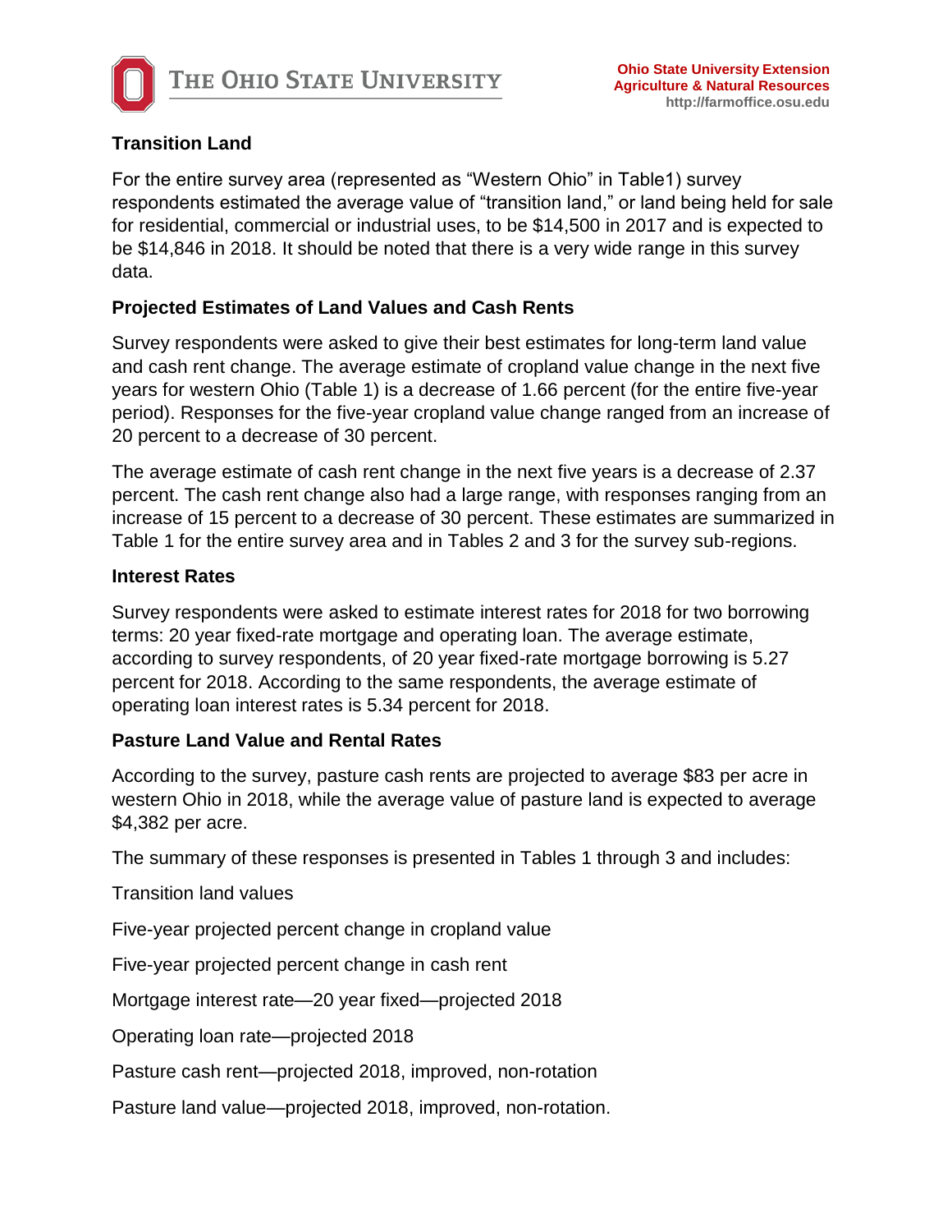## Transition Land

For the entire survey area (represented as “Western Ohio” in Table1) survey respondents estimated the average value of “transition land,” or land being held for sale for residential, commercial or industrial uses, to be $14,500 in 2017 and is expected to be $14,846 in 2018. It should be noted that there is a very wide range in this survey data.

## Projected Estimates of Land Values and Cash Rents

Survey respondents were asked to give their best estimates for long-term land value and cash rent change. The average estimate of cropland value change in the next five years for western Ohio (Table 1) is a decrease of 1.66 percent (for the entire five-year period). Responses for the five-year cropland value change ranged from an increase of 20 percent to a decrease of 30 percent.

The average estimate of cash rent change in the next five years is a decrease of 2.37 percent. The cash rent change also had a large range, with responses ranging from an increase of 15 percent to a decrease of 30 percent. These estimates are summarized in Table 1 for the entire survey area and in Tables 2 and 3 for the survey sub-regions.

## Interest Rates

Survey respondents were asked to estimate interest rates for 2018 for two borrowing terms: 20 year fixed-rate mortgage and operating loan. The average estimate, according to survey respondents, of 20 year fixed-rate mortgage borrowing is 5.27 percent for 2018. According to the same respondents, the average estimate of operating loan interest rates is 5.34 percent for 2018.

## Pasture Land Value and Rental Rates

According to the survey, pasture cash rents are projected to average $83 per acre in western Ohio in 2018, while the average value of pasture land is expected to average $4,382 per acre.

The summary of these responses is presented in Tables 1 through 3 and includes:

Transition land values

Five-year projected percent change in cropland value

Five-year projected percent change in cash rent

Mortgage interest rate—20 year fixed—projected 2018

Operating loan rate—projected 2018

Pasture cash rent—projected 2018, improved, non-rotation

Pasture land value—projected 2018, improved, non-rotation.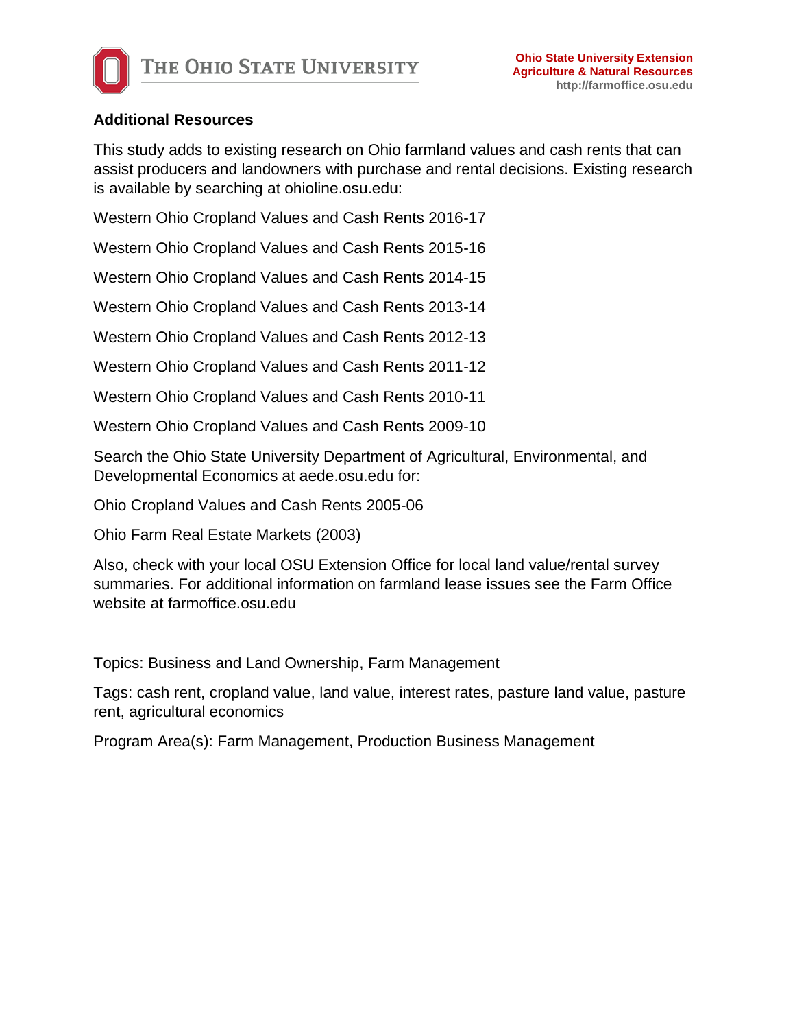## Additional Resources

This study adds to existing research on Ohio farmland values and cash rents that can assist producers and landowners with purchase and rental decisions. Existing research is available by searching at ohioline.osu.edu:

Western Ohio Cropland Values and Cash Rents 2016-17

Western Ohio Cropland Values and Cash Rents 2015-16

Western Ohio Cropland Values and Cash Rents 2014-15

Western Ohio Cropland Values and Cash Rents 2013-14

Western Ohio Cropland Values and Cash Rents 2012-13

Western Ohio Cropland Values and Cash Rents 2011-12

Western Ohio Cropland Values and Cash Rents 2010-11

Western Ohio Cropland Values and Cash Rents 2009-10

Search the Ohio State University Department of Agricultural, Environmental, and Developmental Economics at aede.osu.edu for:

Ohio Cropland Values and Cash Rents 2005-06

Ohio Farm Real Estate Markets (2003)

Also, check with your local OSU Extension Office for local land value/rental survey summaries. For additional information on farmland lease issues see the Farm Office website at farmoffice.osu.edu

Topics: Business and Land Ownership, Farm Management

Tags: cash rent, cropland value, land value, interest rates, pasture land value, pasture rent, agricultural economics

Program Area(s): Farm Management, Production Business Management